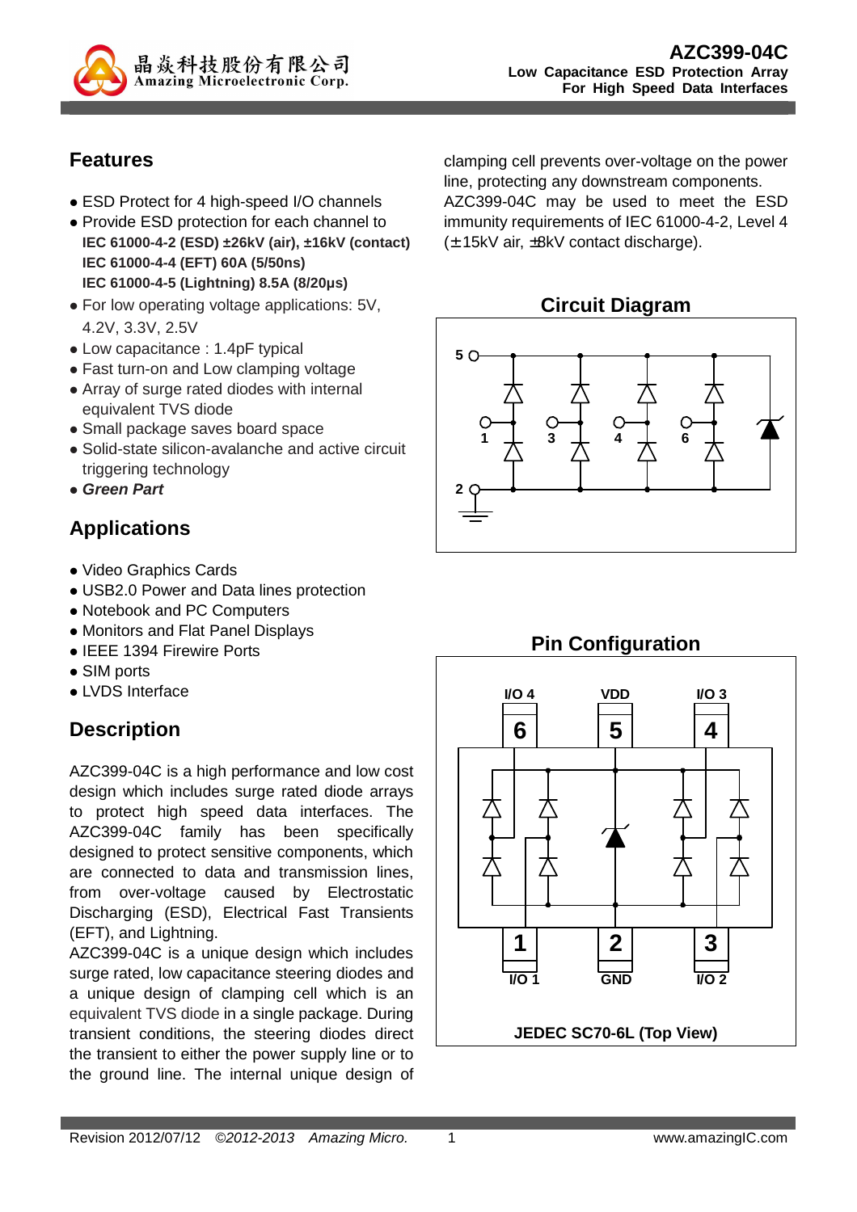# AZC399-04C

**Low Capacitance ESD Protection Array**
**For High Speed Data Interfaces**

## Features

- ESD Protect for 4 high-speed I/O channels
- Provide ESD protection for each channel to
  **IEC 61000-4-2 (ESD) ±26kV (air), ±16kV (contact)**
  **IEC 61000-4-4 (EFT) 60A (5/50ns)**
  **IEC 61000-4-5 (Lightning) 8.5A (8/20μs)**
- For low operating voltage applications: 5V, 4.2V, 3.3V, 2.5V
- Low capacitance : 1.4pF typical
- Fast turn-on and Low clamping voltage
- Array of surge rated diodes with internal equivalent TVS diode
- Small package saves board space
- Solid-state silicon-avalanche and active circuit triggering technology
- ***Green Part***

## Applications

- Video Graphics Cards
- USB2.0 Power and Data lines protection
- Notebook and PC Computers
- Monitors and Flat Panel Displays
- IEEE 1394 Firewire Ports
- SIM ports
- LVDS Interface

## Description

AZC399-04C is a high performance and low cost design which includes surge rated diode arrays to protect high speed data interfaces. The AZC399-04C family has been specifically designed to protect sensitive components, which are connected to data and transmission lines, from over-voltage caused by Electrostatic Discharging (ESD), Electrical Fast Transients (EFT), and Lightning.

AZC399-04C is a unique design which includes surge rated, low capacitance steering diodes and a unique design of clamping cell which is an equivalent TVS diode in a single package. During transient conditions, the steering diodes direct the transient to either the power supply line or to the ground line. The internal unique design of clamping cell prevents over-voltage on the power line, protecting any downstream components.

AZC399-04C may be used to meet the ESD immunity requirements of IEC 61000-4-2, Level 4 (±15kV air, ±8kV contact discharge).

## Circuit Diagram

## Pin Configuration

| Pin | Name |
|---|---|
| 1 | I/O 1 |
| 2 | GND |
| 3 | I/O 2 |
| 4 | I/O 3 |
| 5 | VDD |
| 6 | I/O 4 |

JEDEC SC70-6L (Top View)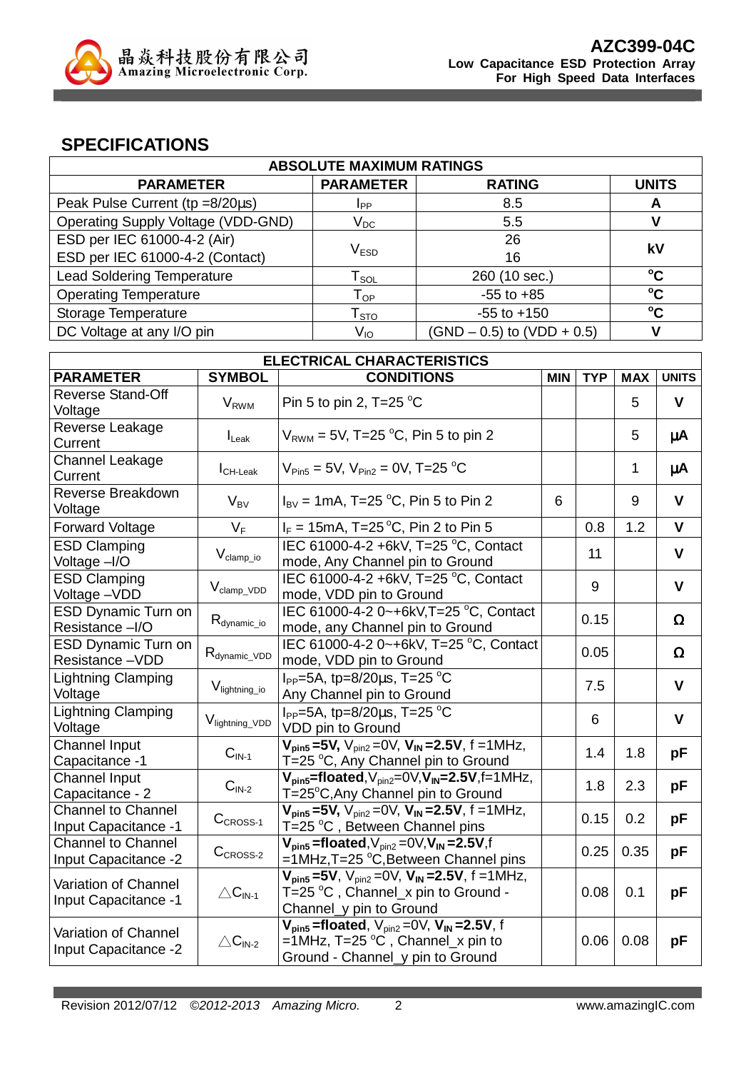## SPECIFICATIONS

| ABSOLUTE MAXIMUM RATINGS | | | |
|---|---|---|---|
| **PARAMETER** | **PARAMETER** | **RATING** | **UNITS** |
| Peak Pulse Current (tp =8/20μs) | $I_{PP}$ | 8.5 | **A** |
| Operating Supply Voltage (VDD-GND) | $V_{DC}$ | 5.5 | **V** |
| ESD per IEC 61000-4-2 (Air)<br>ESD per IEC 61000-4-2 (Contact) | $V_{ESD}$ | 26<br>16 | **kV** |
| Lead Soldering Temperature | $T_{SOL}$ | 260 (10 sec.) | **°C** |
| Operating Temperature | $T_{OP}$ | -55 to +85 | **°C** |
| Storage Temperature | $T_{STO}$ | -55 to +150 | **°C** |
| DC Voltage at any I/O pin | $V_{IO}$ | (GND – 0.5) to (VDD + 0.5) | **V** |

| ELECTRICAL CHARACTERISTICS | | | | | | |
|---|---|---|---|---|---|---|
| **PARAMETER** | **SYMBOL** | **CONDITIONS** | **MIN** | **TYP** | **MAX** | **UNITS** |
| Reverse Stand-Off Voltage | $V_{RWM}$ | Pin 5 to pin 2, T=25 °C | | | 5 | **V** |
| Reverse Leakage Current | $I_{Leak}$ | $V_{RWM}$ = 5V, T=25 °C, Pin 5 to pin 2 | | | 5 | **μA** |
| Channel Leakage Current | $I_{CH\text{-}Leak}$ | $V_{Pin5}$ = 5V, $V_{Pin2}$ = 0V, T=25 °C | | | 1 | **μA** |
| Reverse Breakdown Voltage | $V_{BV}$ | $I_{BV}$ = 1mA, T=25 °C, Pin 5 to Pin 2 | 6 | | 9 | **V** |
| Forward Voltage | $V_F$ | $I_F$ = 15mA, T=25 °C, Pin 2 to Pin 5 | | 0.8 | 1.2 | **V** |
| ESD Clamping Voltage –I/O | $V_{clamp\_io}$ | IEC 61000-4-2 +6kV, T=25 °C, Contact mode, Any Channel pin to Ground | | 11 | | **V** |
| ESD Clamping Voltage –VDD | $V_{clamp\_VDD}$ | IEC 61000-4-2 +6kV, T=25 °C, Contact mode, VDD pin to Ground | | 9 | | **V** |
| ESD Dynamic Turn on Resistance –I/O | $R_{dynamic\_io}$ | IEC 61000-4-2 0~+6kV, T=25 °C, Contact mode, any Channel pin to Ground | | 0.15 | | **Ω** |
| ESD Dynamic Turn on Resistance –VDD | $R_{dynamic\_VDD}$ | IEC 61000-4-2 0~+6kV, T=25 °C, Contact mode, VDD pin to Ground | | 0.05 | | **Ω** |
| Lightning Clamping Voltage | $V_{lightning\_io}$ | $I_{PP}$=5A, tp=8/20μs, T=25 °C Any Channel pin to Ground | | 7.5 | | **V** |
| Lightning Clamping Voltage | $V_{lightning\_VDD}$ | $I_{PP}$=5A, tp=8/20μs, T=25 °C VDD pin to Ground | | 6 | | **V** |
| Channel Input Capacitance -1 | $C_{IN\text{-}1}$ | **$V_{pin5}$ =5V,** $V_{pin2}$ =0V, **$V_{IN}$ =2.5V**, f =1MHz, T=25 °C, Any Channel pin to Ground | | 1.4 | 1.8 | **pF** |
| Channel Input Capacitance - 2 | $C_{IN\text{-}2}$ | **$V_{pin5}$=floated**, $V_{pin2}$=0V, **$V_{IN}$=2.5V**, f=1MHz, T=25°C, Any Channel pin to Ground | | 1.8 | 2.3 | **pF** |
| Channel to Channel Input Capacitance -1 | $C_{CROSS\text{-}1}$ | **$V_{pin5}$ =5V,** $V_{pin2}$ =0V, **$V_{IN}$ =2.5V**, f =1MHz, T=25 °C , Between Channel pins | | 0.15 | 0.2 | **pF** |
| Channel to Channel Input Capacitance -2 | $C_{CROSS\text{-}2}$ | **$V_{pin5}$ =floated**, $V_{pin2}$ =0V, **$V_{IN}$ =2.5V**, f =1MHz, T=25 °C, Between Channel pins | | 0.25 | 0.35 | **pF** |
| Variation of Channel Input Capacitance -1 | $\triangle C_{IN\text{-}1}$ | **$V_{pin5}$ =5V**, $V_{pin2}$ =0V, **$V_{IN}$ =2.5V**, f =1MHz, T=25 °C , Channel_x pin to Ground - Channel_y pin to Ground | | 0.08 | 0.1 | **pF** |
| Variation of Channel Input Capacitance -2 | $\triangle C_{IN\text{-}2}$ | **$V_{pin5}$ =floated**, $V_{pin2}$ =0V, **$V_{IN}$ =2.5V**, f =1MHz, T=25 °C , Channel_x pin to Ground - Channel_y pin to Ground | | 0.06 | 0.08 | **pF** |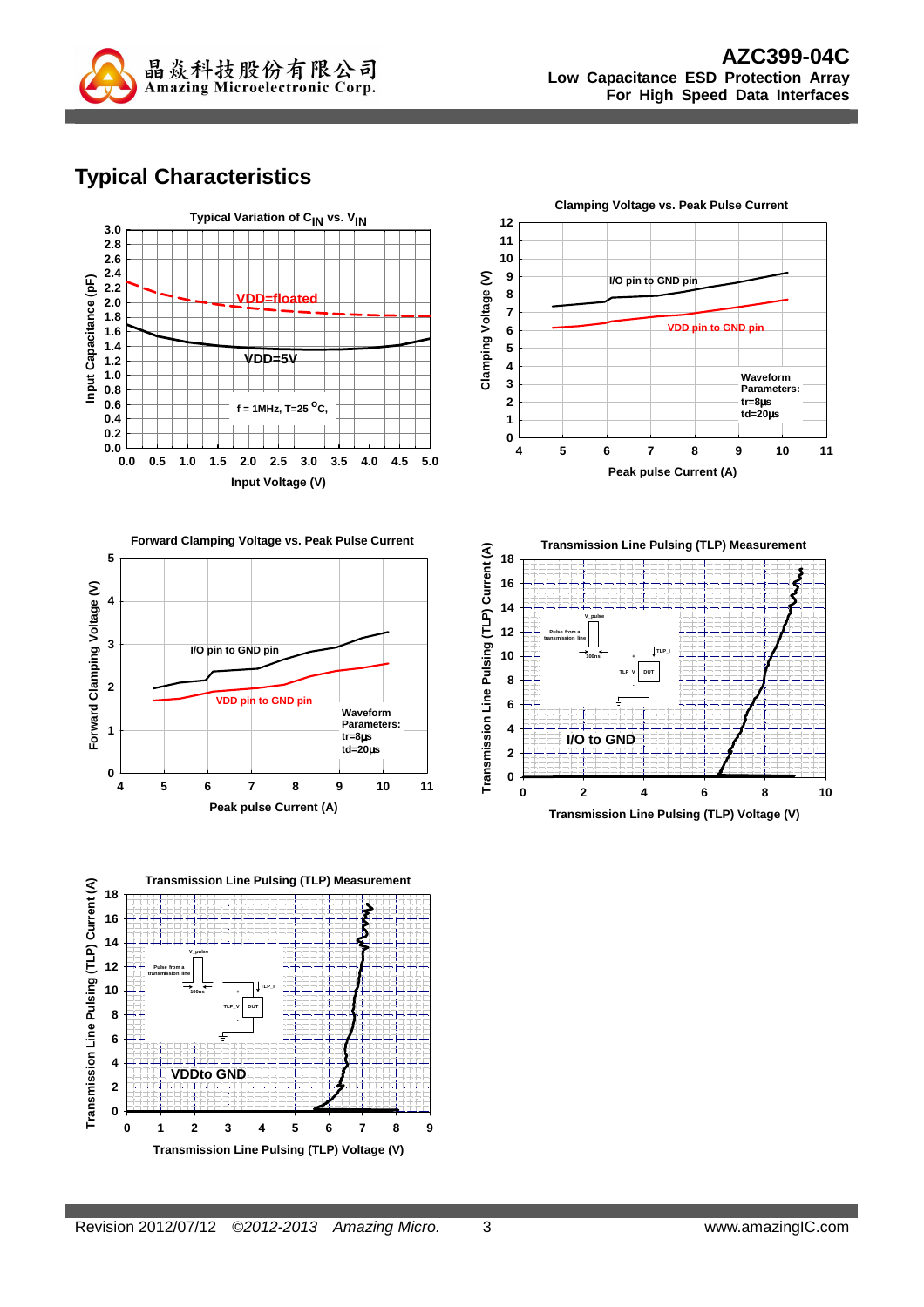## Typical Characteristics

**Typical Variation of $C_{IN}$ vs. $V_{IN}$**

Input Capacitance (pF) vs. Input Voltage (V)

VDD=floated

VDD=5V

f = 1MHz, T=25 $^{o}$C,

**Clamping Voltage vs. Peak Pulse Current**

Clamping Voltage (V) vs. Peak pulse Current (A)

I/O pin to GND pin

VDD pin to GND pin

Waveform Parameters:
tr=8µs
td=20µs

**Forward Clamping Voltage vs. Peak Pulse Current**

Forward Clamping Voltage (V) vs. Peak pulse Current (A)

I/O pin to GND pin

VDD pin to GND pin

Waveform Parameters:
tr=8µs
td=20µs

**Transmission Line Pulsing (TLP) Measurement**

Transmission Line Pulsing (TLP) Current (A) vs. Transmission Line Pulsing (TLP) Voltage (V)

I/O to GND

**Transmission Line Pulsing (TLP) Measurement**

Transmission Line Pulsing (TLP) Current (A) vs. Transmission Line Pulsing (TLP) Voltage (V)

VDDto GND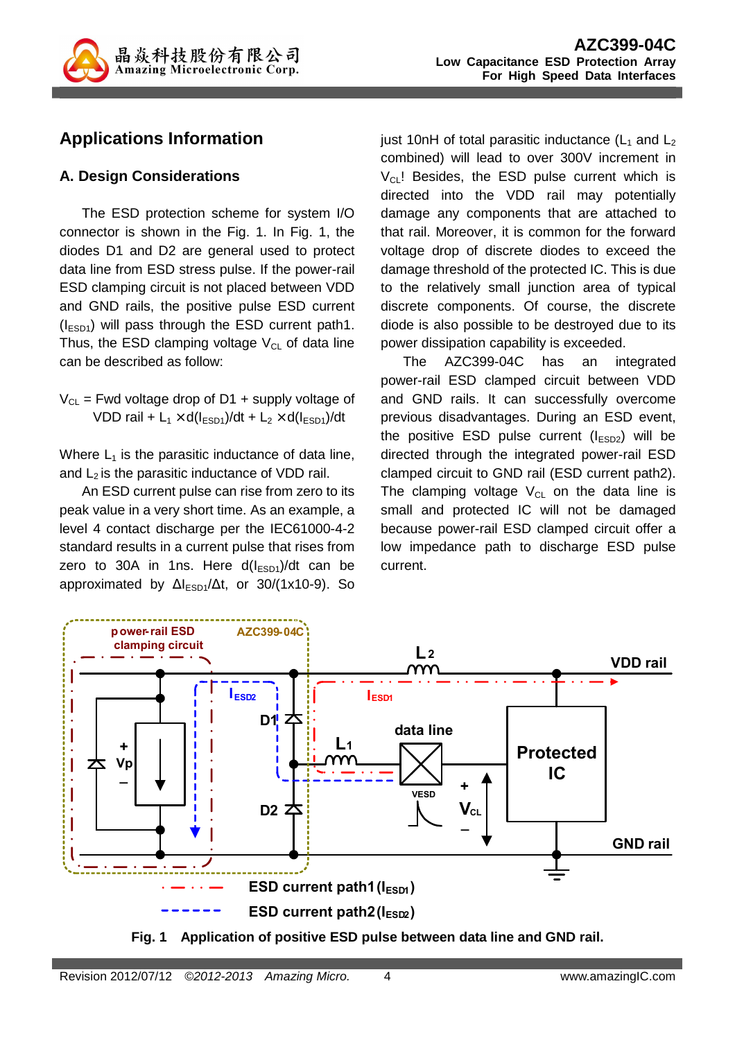## Applications Information

### A. Design Considerations

The ESD protection scheme for system I/O connector is shown in the Fig. 1. In Fig. 1, the diodes D1 and D2 are general used to protect data line from ESD stress pulse. If the power-rail ESD clamping circuit is not placed between VDD and GND rails, the positive pulse ESD current ($I_{ESD1}$) will pass through the ESD current path1. Thus, the ESD clamping voltage $V_{CL}$ of data line can be described as follow:

$$V_{CL} = \text{Fwd voltage drop of D1} + \text{supply voltage of VDD rail} + L_1 \times d(I_{ESD1})/dt + L_2 \times d(I_{ESD1})/dt$$

Where $L_1$ is the parasitic inductance of data line, and $L_2$ is the parasitic inductance of VDD rail.

An ESD current pulse can rise from zero to its peak value in a very short time. As an example, a level 4 contact discharge per the IEC61000-4-2 standard results in a current pulse that rises from zero to 30A in 1ns. Here $d(I_{ESD1})/dt$ can be approximated by $\Delta I_{ESD1}/\Delta t$, or 30/(1x10-9). So just 10nH of total parasitic inductance ($L_1$ and $L_2$ combined) will lead to over 300V increment in $V_{CL}$! Besides, the ESD pulse current which is directed into the VDD rail may potentially damage any components that are attached to that rail. Moreover, it is common for the forward voltage drop of discrete diodes to exceed the damage threshold of the protected IC. This is due to the relatively small junction area of typical discrete components. Of course, the discrete diode is also possible to be destroyed due to its power dissipation capability is exceeded.

The AZC399-04C has an integrated power-rail ESD clamped circuit between VDD and GND rails. It can successfully overcome previous disadvantages. During an ESD event, the positive ESD pulse current ($I_{ESD2}$) will be directed through the integrated power-rail ESD clamped circuit to GND rail (ESD current path2). The clamping voltage $V_{CL}$ on the data line is small and protected IC will not be damaged because power-rail ESD clamped circuit offer a low impedance path to discharge ESD pulse current.

Fig. 1 Application of positive ESD pulse between data line and GND rail.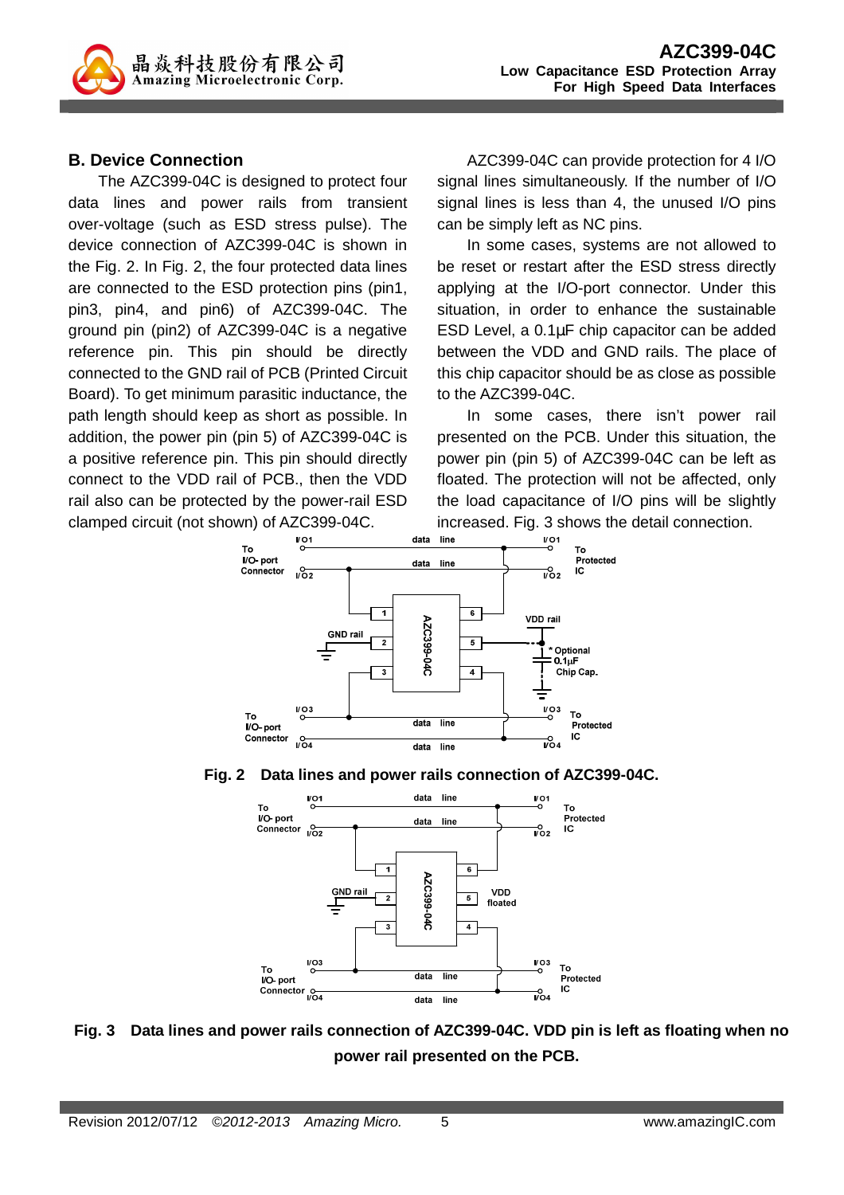## B. Device Connection

The AZC399-04C is designed to protect four data lines and power rails from transient over-voltage (such as ESD stress pulse). The device connection of AZC399-04C is shown in the Fig. 2. In Fig. 2, the four protected data lines are connected to the ESD protection pins (pin1, pin3, pin4, and pin6) of AZC399-04C. The ground pin (pin2) of AZC399-04C is a negative reference pin. This pin should be directly connected to the GND rail of PCB (Printed Circuit Board). To get minimum parasitic inductance, the path length should keep as short as possible. In addition, the power pin (pin 5) of AZC399-04C is a positive reference pin. This pin should directly connect to the VDD rail of PCB., then the VDD rail also can be protected by the power-rail ESD clamped circuit (not shown) of AZC399-04C.

AZC399-04C can provide protection for 4 I/O signal lines simultaneously. If the number of I/O signal lines is less than 4, the unused I/O pins can be simply left as NC pins.

In some cases, systems are not allowed to be reset or restart after the ESD stress directly applying at the I/O-port connector. Under this situation, in order to enhance the sustainable ESD Level, a 0.1μF chip capacitor can be added between the VDD and GND rails. The place of this chip capacitor should be as close as possible to the AZC399-04C.

In some cases, there isn't power rail presented on the PCB. Under this situation, the power pin (pin 5) of AZC399-04C can be left as floated. The protection will not be affected, only the load capacitance of I/O pins will be slightly increased. Fig. 3 shows the detail connection.

**Fig. 2 Data lines and power rails connection of AZC399-04C.**

**Fig. 3 Data lines and power rails connection of AZC399-04C. VDD pin is left as floating when no power rail presented on the PCB.**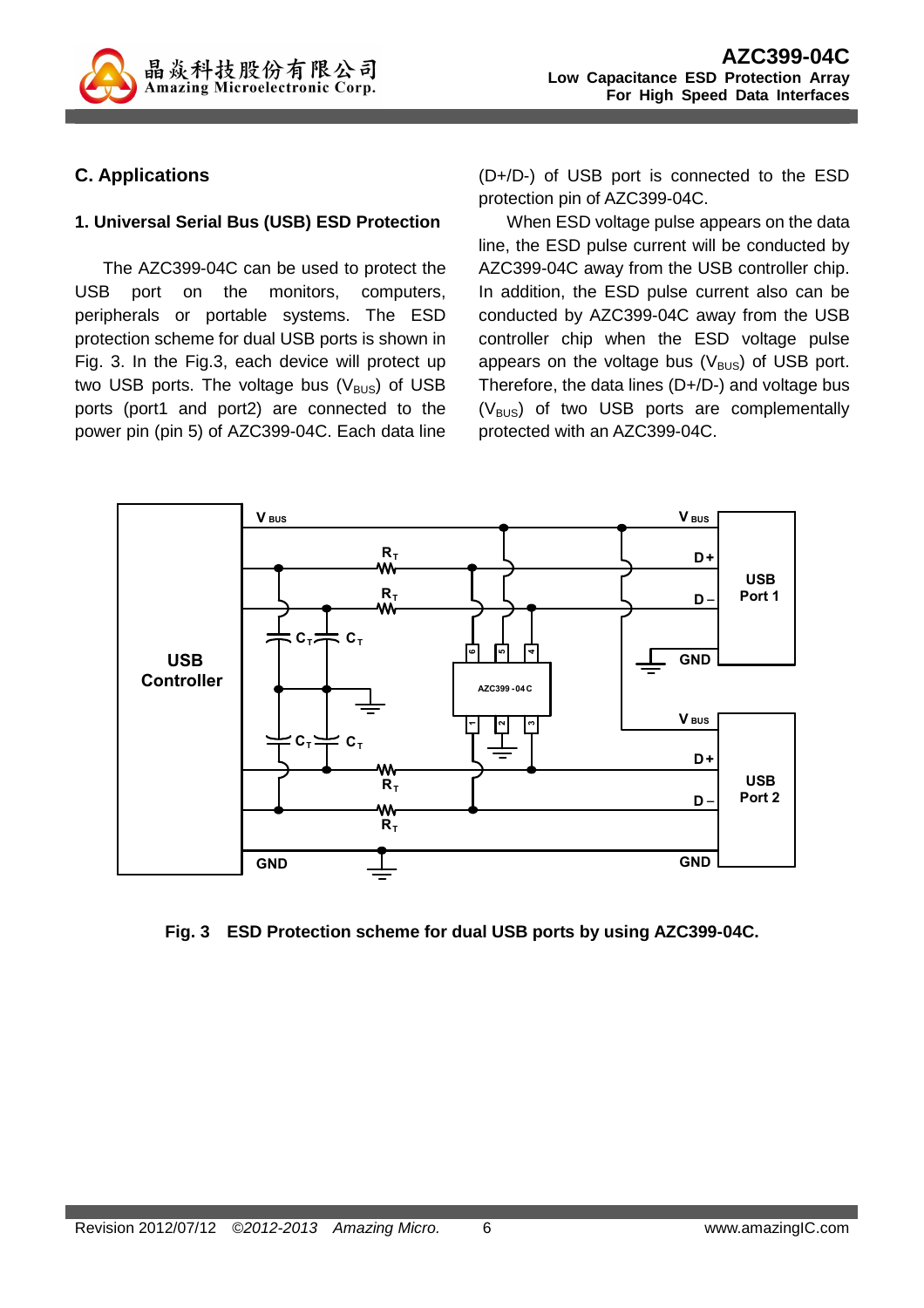## C. Applications

### 1. Universal Serial Bus (USB) ESD Protection

The AZC399-04C can be used to protect the USB port on the monitors, computers, peripherals or portable systems. The ESD protection scheme for dual USB ports is shown in Fig. 3. In the Fig.3, each device will protect up two USB ports. The voltage bus ($V_{BUS}$) of USB ports (port1 and port2) are connected to the power pin (pin 5) of AZC399-04C. Each data line (D+/D-) of USB port is connected to the ESD protection pin of AZC399-04C.

When ESD voltage pulse appears on the data line, the ESD pulse current will be conducted by AZC399-04C away from the USB controller chip. In addition, the ESD pulse current also can be conducted by AZC399-04C away from the USB controller chip when the ESD voltage pulse appears on the voltage bus ($V_{BUS}$) of USB port. Therefore, the data lines (D+/D-) and voltage bus ($V_{BUS}$) of two USB ports are complementally protected with an AZC399-04C.

**Fig. 3 ESD Protection scheme for dual USB ports by using AZC399-04C.**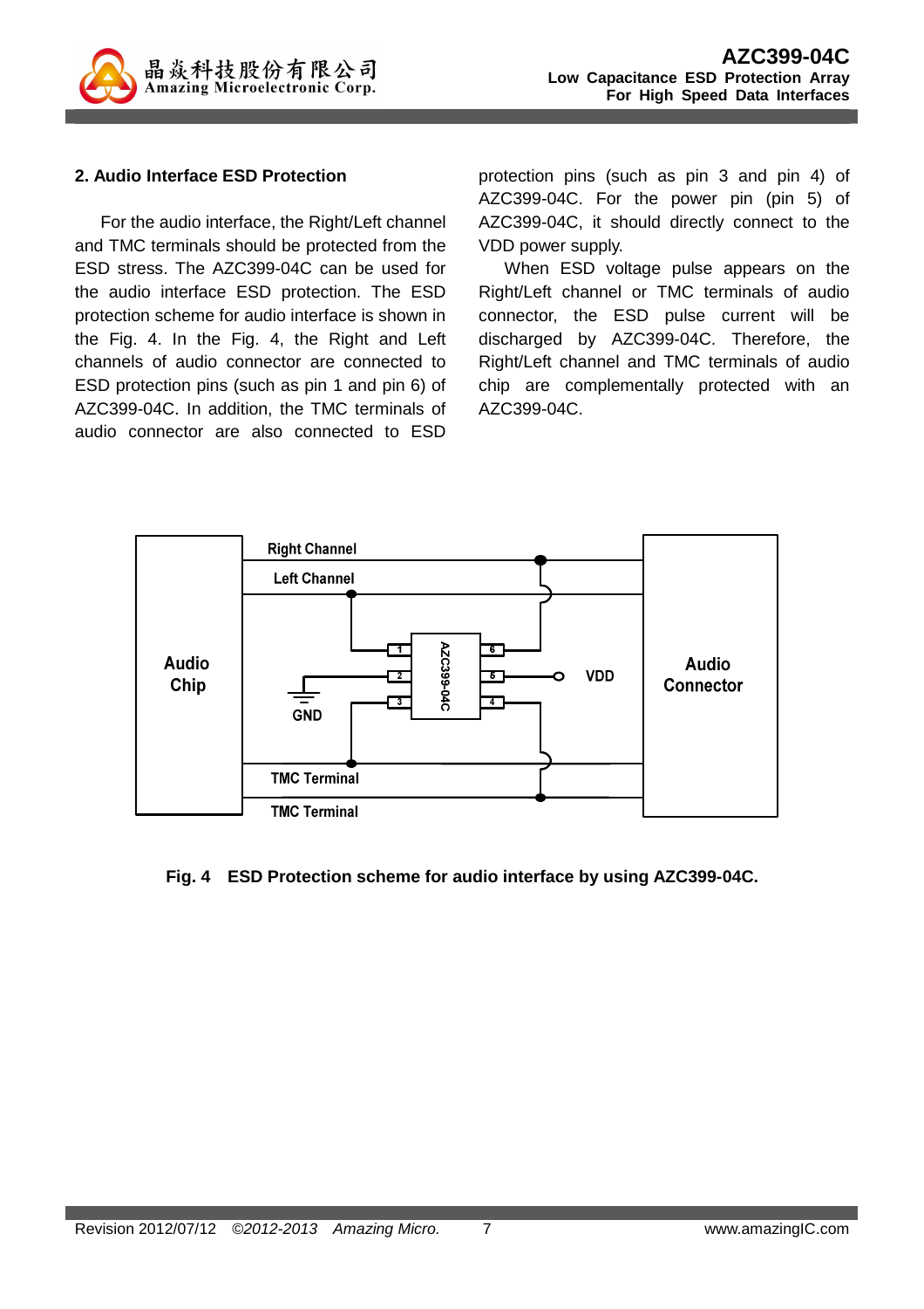## 2. Audio Interface ESD Protection

For the audio interface, the Right/Left channel and TMC terminals should be protected from the ESD stress. The AZC399-04C can be used for the audio interface ESD protection. The ESD protection scheme for audio interface is shown in the Fig. 4. In the Fig. 4, the Right and Left channels of audio connector are connected to ESD protection pins (such as pin 1 and pin 6) of AZC399-04C. In addition, the TMC terminals of audio connector are also connected to ESD protection pins (such as pin 3 and pin 4) of AZC399-04C. For the power pin (pin 5) of AZC399-04C, it should directly connect to the VDD power supply.

When ESD voltage pulse appears on the Right/Left channel or TMC terminals of audio connector, the ESD pulse current will be discharged by AZC399-04C. Therefore, the Right/Left channel and TMC terminals of audio chip are complementally protected with an AZC399-04C.

**Fig. 4 ESD Protection scheme for audio interface by using AZC399-04C.**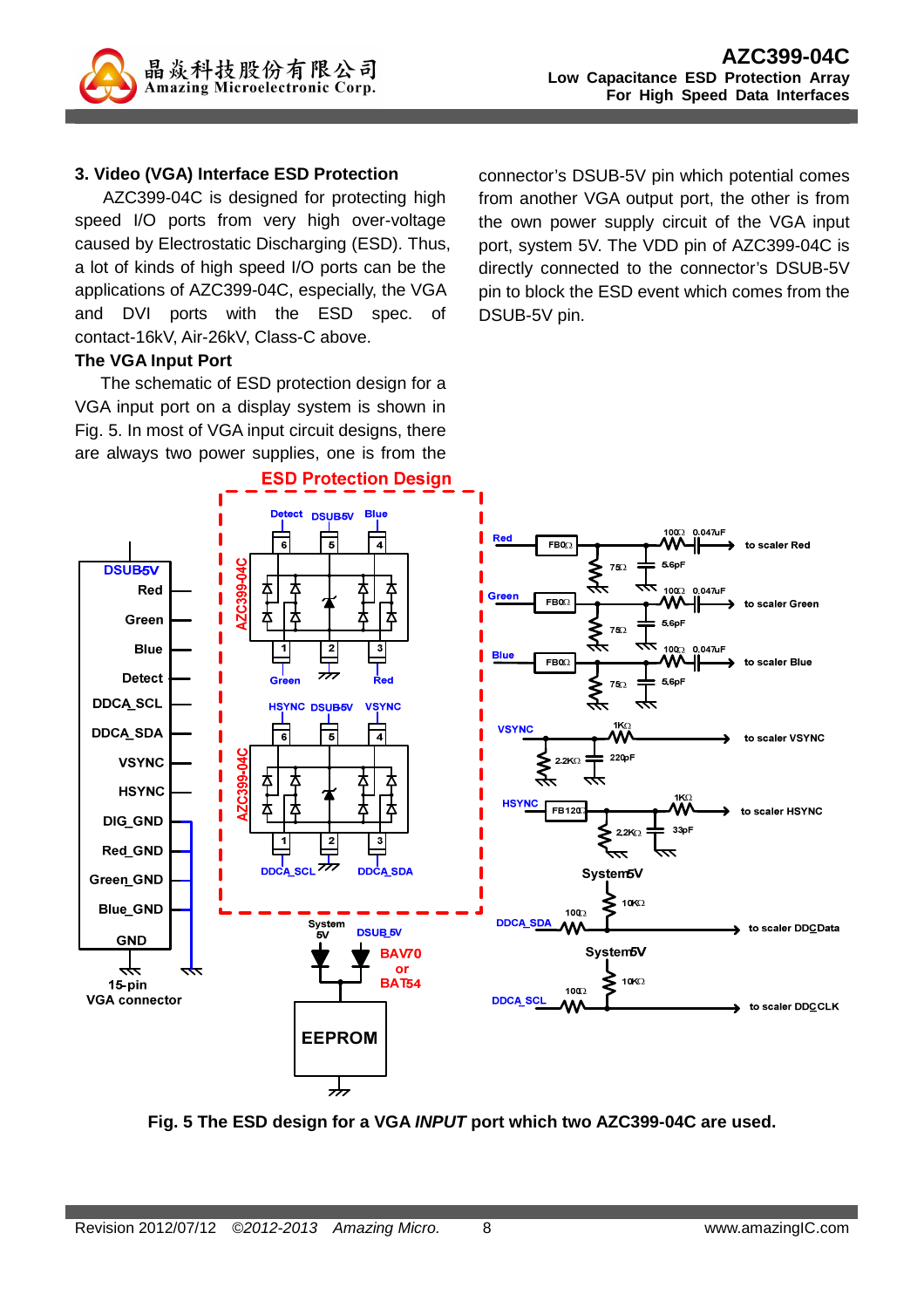## 3. Video (VGA) Interface ESD Protection

AZC399-04C is designed for protecting high speed I/O ports from very high over-voltage caused by Electrostatic Discharging (ESD). Thus, a lot of kinds of high speed I/O ports can be the applications of AZC399-04C, especially, the VGA and DVI ports with the ESD spec. of contact-16kV, Air-26kV, Class-C above.

### The VGA Input Port

The schematic of ESD protection design for a VGA input port on a display system is shown in Fig. 5. In most of VGA input circuit designs, there are always two power supplies, one is from the connector's DSUB-5V pin which potential comes from another VGA output port, the other is from the own power supply circuit of the VGA input port, system 5V. The VDD pin of AZC399-04C is directly connected to the connector's DSUB-5V pin to block the ESD event which comes from the DSUB-5V pin.

**Fig. 5 The ESD design for a VGA *INPUT* port which two AZC399-04C are used.**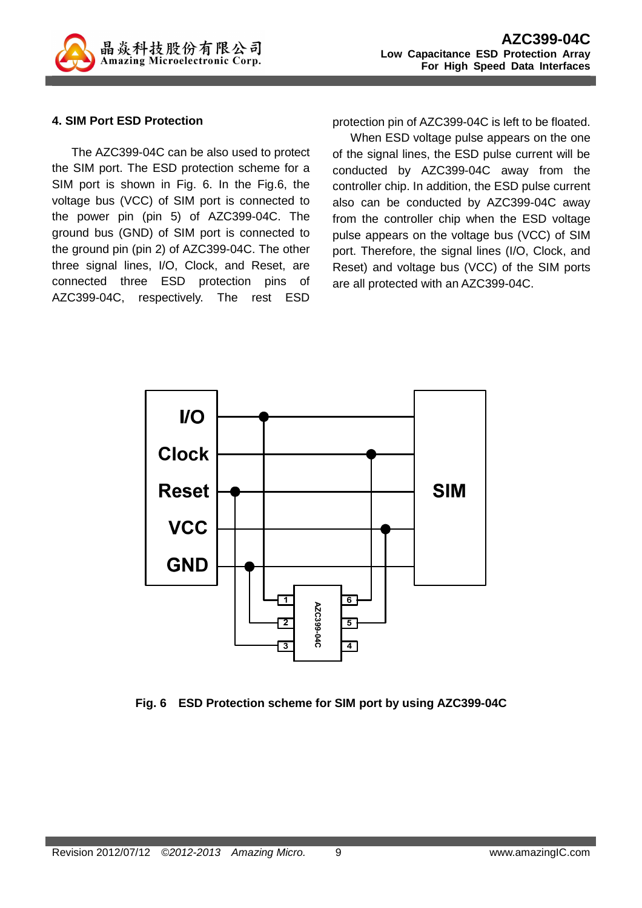## 4. SIM Port ESD Protection

The AZC399-04C can be also used to protect the SIM port. The ESD protection scheme for a SIM port is shown in Fig. 6. In the Fig.6, the voltage bus (VCC) of SIM port is connected to the power pin (pin 5) of AZC399-04C. The ground bus (GND) of SIM port is connected to the ground pin (pin 2) of AZC399-04C. The other three signal lines, I/O, Clock, and Reset, are connected three ESD protection pins of AZC399-04C, respectively. The rest ESD protection pin of AZC399-04C is left to be floated.

When ESD voltage pulse appears on the one of the signal lines, the ESD pulse current will be conducted by AZC399-04C away from the controller chip. In addition, the ESD pulse current also can be conducted by AZC399-04C away from the controller chip when the ESD voltage pulse appears on the voltage bus (VCC) of SIM port. Therefore, the signal lines (I/O, Clock, and Reset) and voltage bus (VCC) of the SIM ports are all protected with an AZC399-04C.

**Fig. 6 ESD Protection scheme for SIM port by using AZC399-04C**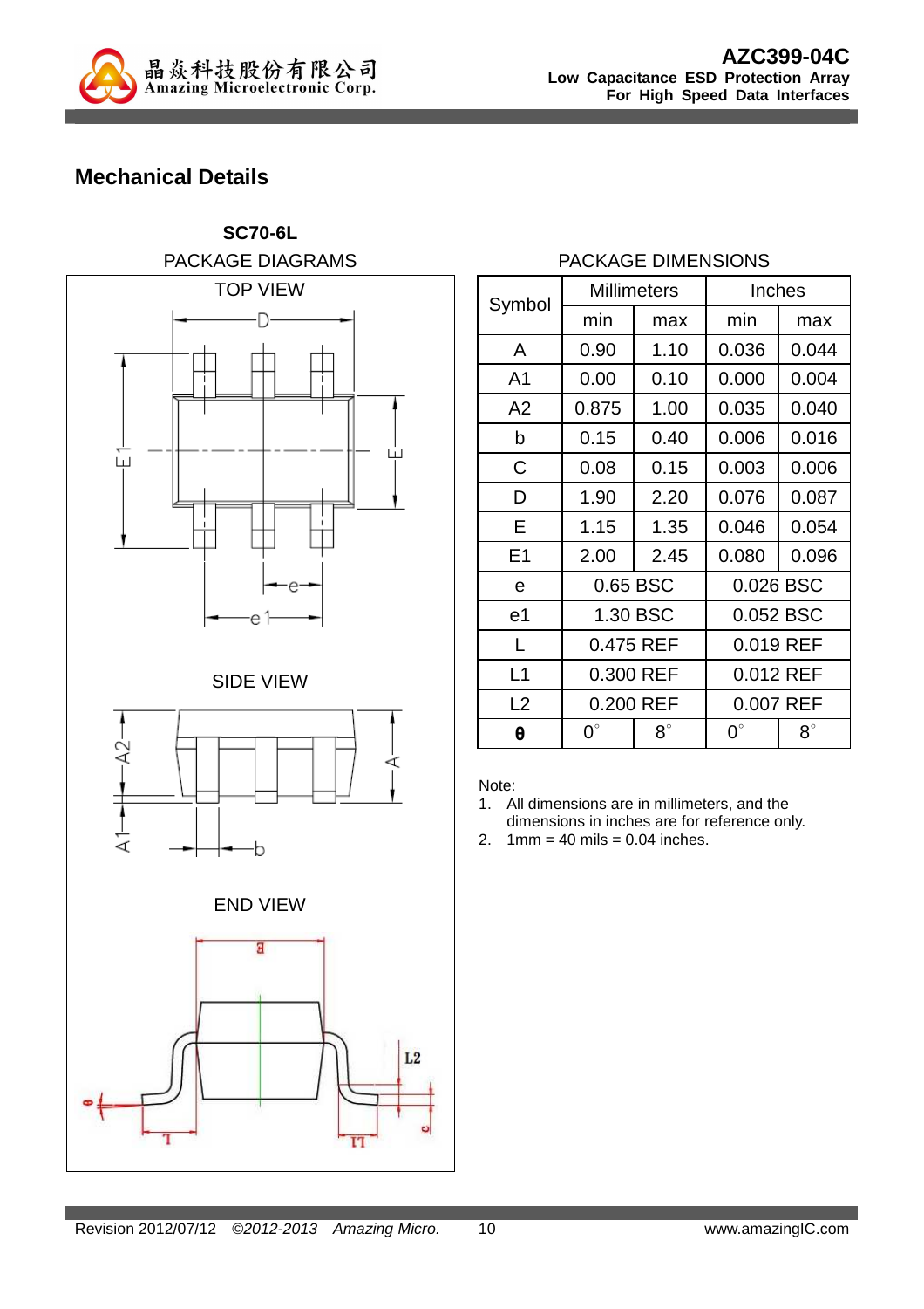## Mechanical Details

**SC70-6L**

PACKAGE DIAGRAMS

TOP VIEW

SIDE VIEW

END VIEW

PACKAGE DIMENSIONS

| Symbol | Millimeters | | Inches | |
|---|---|---|---|---|
| | min | max | min | max |
| A | 0.90 | 1.10 | 0.036 | 0.044 |
| A1 | 0.00 | 0.10 | 0.000 | 0.004 |
| A2 | 0.875 | 1.00 | 0.035 | 0.040 |
| b | 0.15 | 0.40 | 0.006 | 0.016 |
| C | 0.08 | 0.15 | 0.003 | 0.006 |
| D | 1.90 | 2.20 | 0.076 | 0.087 |
| E | 1.15 | 1.35 | 0.046 | 0.054 |
| E1 | 2.00 | 2.45 | 0.080 | 0.096 |
| e | 0.65 BSC | | 0.026 BSC | |
| e1 | 1.30 BSC | | 0.052 BSC | |
| L | 0.475 REF | | 0.019 REF | |
| L1 | 0.300 REF | | 0.012 REF | |
| L2 | 0.200 REF | | 0.007 REF | |
| θ | 0° | 8° | 0° | 8° |

Note:
1. All dimensions are in millimeters, and the dimensions in inches are for reference only.
2. 1mm = 40 mils = 0.04 inches.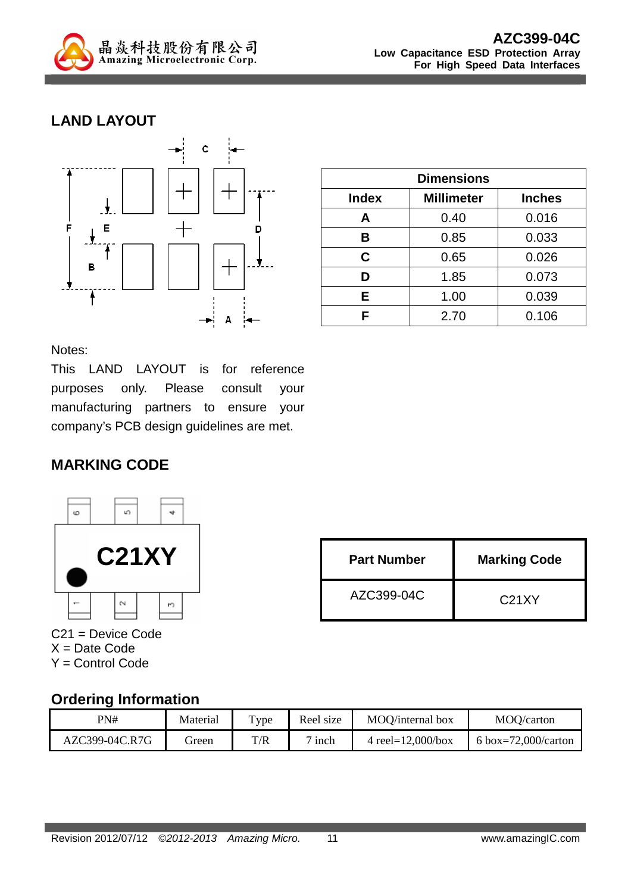## LAND LAYOUT

| Dimensions | | |
|---|---|---|
| **Index** | **Millimeter** | **Inches** |
| **A** | 0.40 | 0.016 |
| **B** | 0.85 | 0.033 |
| **C** | 0.65 | 0.026 |
| **D** | 1.85 | 0.073 |
| **E** | 1.00 | 0.039 |
| **F** | 2.70 | 0.106 |

Notes:
This LAND LAYOUT is for reference purposes only. Please consult your manufacturing partners to ensure your company's PCB design guidelines are met.

## MARKING CODE

C21 = Device Code
X = Date Code
Y = Control Code

| Part Number | Marking Code |
|---|---|
| AZC399-04C | C21XY |

## Ordering Information

| PN# | Material | Type | Reel size | MOQ/internal box | MOQ/carton |
|---|---|---|---|---|---|
| AZC399-04C.R7G | Green | T/R | 7 inch | 4 reel=12,000/box | 6 box=72,000/carton |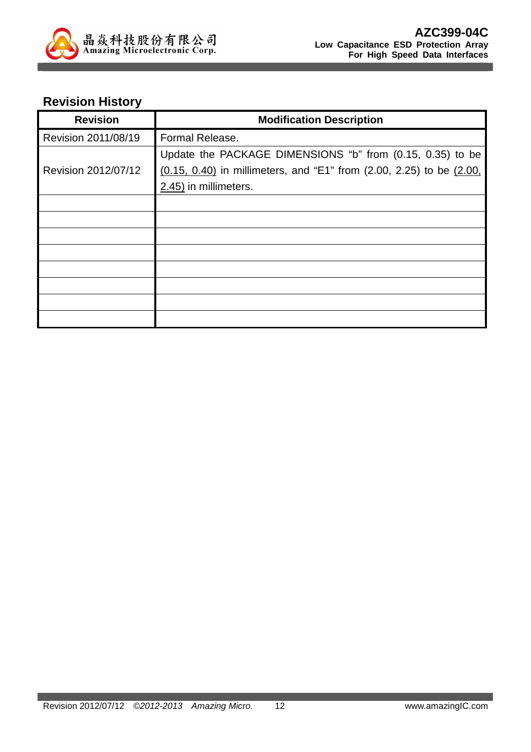## Revision History

| Revision | Modification Description |
|---|---|
| Revision 2011/08/19 | Formal Release. |
| Revision 2012/07/12 | Update the PACKAGE DIMENSIONS "b" from (0.15, 0.35) to be (0.15, 0.40) in millimeters, and "E1" from (2.00, 2.25) to be (2.00, 2.45) in millimeters. |
| | |
| | |
| | |
| | |
| | |
| | |
| | |
| | |